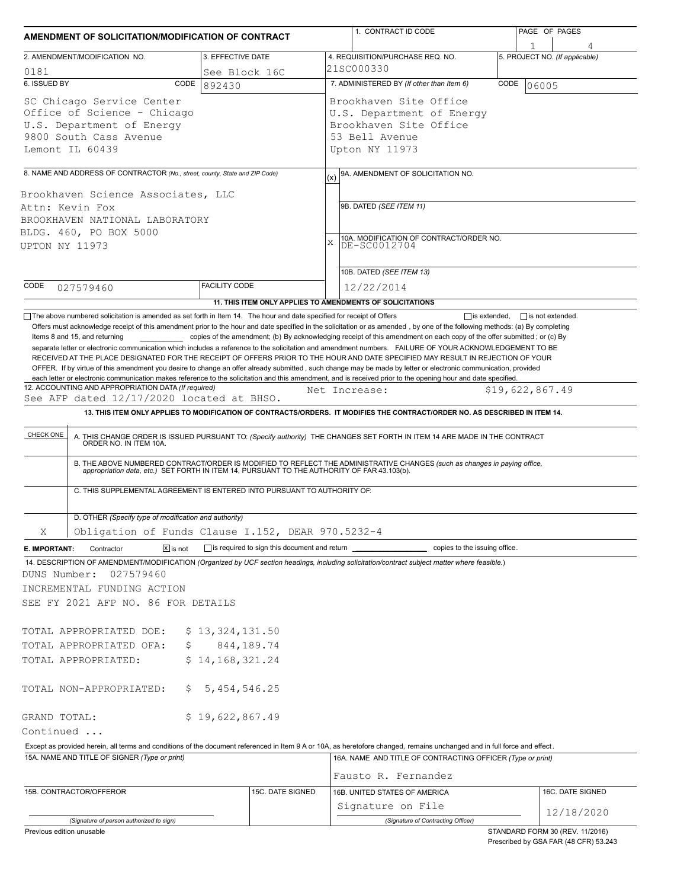# AMENDMENT OF SOLICITATION/MODIFICATION OF CONTRACT

| 1. CONTRACT ID CODE | PAGE OF PAGES |
|---|---|
| | 1 / 4 |

| 2. AMENDMENT/MODIFICATION NO. | 3. EFFECTIVE DATE | 4. REQUISITION/PURCHASE REQ. NO. | 5. PROJECT NO. (If applicable) |
|---|---|---|---|
| 0181 | See Block 16C | 21SC000330 | |

**6. ISSUED BY** CODE 892430

SC Chicago Service Center
Office of Science - Chicago
U.S. Department of Energy
9800 South Cass Avenue
Lemont IL 60439

**7. ADMINISTERED BY** (If other than Item 6) CODE 06005

Brookhaven Site Office
U.S. Department of Energy
Brookhaven Site Office
53 Bell Avenue
Upton NY 11973

**8. NAME AND ADDRESS OF CONTRACTOR** (No., street, county, State and ZIP Code)

Brookhaven Science Associates, LLC
Attn: Kevin Fox
BROOKHAVEN NATIONAL LABORATORY
BLDG. 460, PO BOX 5000
UPTON NY 11973

CODE 027579460 FACILITY CODE

(x) 9A. AMENDMENT OF SOLICITATION NO.

9B. DATED (SEE ITEM 11)

X 10A. MODIFICATION OF CONTRACT/ORDER NO.
DE-SC0012704

10B. DATED (SEE ITEM 13)
12/22/2014

**11. THIS ITEM ONLY APPLIES TO AMENDMENTS OF SOLICITATIONS**

☐ The above numbered solicitation is amended as set forth in Item 14. The hour and date specified for receipt of Offers ☐ is extended, ☐ is not extended.
Offers must acknowledge receipt of this amendment prior to the hour and date specified in the solicitation or as amended , by one of the following methods: (a) By completing Items 8 and 15, and returning __________ copies of the amendment; (b) By acknowledging receipt of this amendment on each copy of the offer submitted ; or (c) By separate letter or electronic communication which includes a reference to the solicitation and amendment numbers. FAILURE OF YOUR ACKNOWLEDGEMENT TO BE RECEIVED AT THE PLACE DESIGNATED FOR THE RECEIPT OF OFFERS PRIOR TO THE HOUR AND DATE SPECIFIED MAY RESULT IN REJECTION OF YOUR OFFER. If by virtue of this amendment you desire to change an offer already submitted , such change may be made by letter or electronic communication, provided each letter or electronic communication makes reference to the solicitation and this amendment, and is received prior to the opening hour and date specified.

**12. ACCOUNTING AND APPROPRIATION DATA** (If required)
See AFP dated 12/17/2020 located at BHSO. Net Increase: $19,622,867.49

**13. THIS ITEM ONLY APPLIES TO MODIFICATION OF CONTRACTS/ORDERS. IT MODIFIES THE CONTRACT/ORDER NO. AS DESCRIBED IN ITEM 14.**

| CHECK ONE | |
|---|---|
| | A. THIS CHANGE ORDER IS ISSUED PURSUANT TO: (Specify authority) THE CHANGES SET FORTH IN ITEM 14 ARE MADE IN THE CONTRACT ORDER NO. IN ITEM 10A. |
| | B. THE ABOVE NUMBERED CONTRACT/ORDER IS MODIFIED TO REFLECT THE ADMINISTRATIVE CHANGES (such as changes in paying office, appropriation data, etc.) SET FORTH IN ITEM 14, PURSUANT TO THE AUTHORITY OF FAR 43.103(b). |
| | C. THIS SUPPLEMENTAL AGREEMENT IS ENTERED INTO PURSUANT TO AUTHORITY OF: |
| X | D. OTHER (Specify type of modification and authority) Obligation of Funds Clause I.152, DEAR 970.5232-4 |

**E. IMPORTANT:** Contractor ☒ is not ☐ is required to sign this document and return __________ copies to the issuing office.

**14. DESCRIPTION OF AMENDMENT/MODIFICATION** (Organized by UCF section headings, including solicitation/contract subject matter where feasible.)

DUNS Number: 027579460
INCREMENTAL FUNDING ACTION
SEE FY 2021 AFP NO. 86 FOR DETAILS

TOTAL APPROPRIATED DOE: $ 13,324,131.50
TOTAL APPROPRIATED OFA: $ 844,189.74
TOTAL APPROPRIATED: $ 14,168,321.24

TOTAL NON-APPROPRIATED: $ 5,454,546.25

GRAND TOTAL: $ 19,622,867.49
Continued ...

Except as provided herein, all terms and conditions of the document referenced in Item 9 A or 10A, as heretofore changed, remains unchanged and in full force and effect.

| 15A. NAME AND TITLE OF SIGNER (Type or print) | | 16A. NAME AND TITLE OF CONTRACTING OFFICER (Type or print) | |
|---|---|---|---|
| | | Fausto R. Fernandez | |
| 15B. CONTRACTOR/OFFEROR | 15C. DATE SIGNED | 16B. UNITED STATES OF AMERICA | 16C. DATE SIGNED |
| (Signature of person authorized to sign) | | Signature on File (Signature of Contracting Officer) | 12/18/2020 |

Previous edition unusable

STANDARD FORM 30 (REV. 11/2016)
Prescribed by GSA FAR (48 CFR) 53.243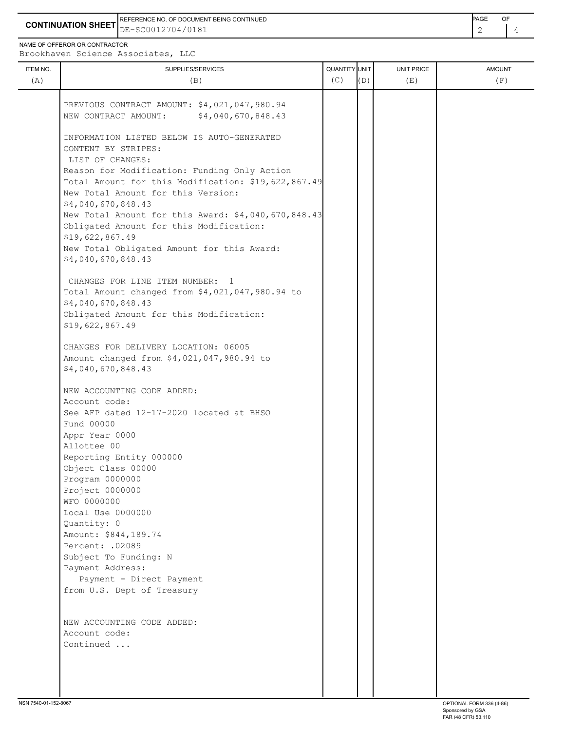**CONTINUATION SHEET**

REFERENCE NO. OF DOCUMENT BEING CONTINUED: DE-SC0012704/0181

NAME OF OFFEROR OR CONTRACTOR: Brookhaven Science Associates, LLC

| ITEM NO. (A) | SUPPLIES/SERVICES (B) | QUANTITY (C) | UNIT (D) | UNIT PRICE (E) | AMOUNT (F) |
|---|---|---|---|---|---|
| | PREVIOUS CONTRACT AMOUNT: $4,021,047,980.94<br>NEW CONTRACT AMOUNT: $4,040,670,848.43<br><br>INFORMATION LISTED BELOW IS AUTO-GENERATED CONTENT BY STRIPES:<br>LIST OF CHANGES:<br>Reason for Modification: Funding Only Action<br>Total Amount for this Modification: $19,622,867.49<br>New Total Amount for this Version: $4,040,670,848.43<br>New Total Amount for this Award: $4,040,670,848.43<br>Obligated Amount for this Modification: $19,622,867.49<br>New Total Obligated Amount for this Award: $4,040,670,848.43<br><br>CHANGES FOR LINE ITEM NUMBER: 1<br>Total Amount changed from $4,021,047,980.94 to $4,040,670,848.43<br>Obligated Amount for this Modification: $19,622,867.49<br><br>CHANGES FOR DELIVERY LOCATION: 06005<br>Amount changed from $4,021,047,980.94 to $4,040,670,848.43<br><br>NEW ACCOUNTING CODE ADDED:<br>Account code:<br>See AFP dated 12-17-2020 located at BHSO<br>Fund 00000<br>Appr Year 0000<br>Allottee 00<br>Reporting Entity 000000<br>Object Class 00000<br>Program 0000000<br>Project 0000000<br>WFO 0000000<br>Local Use 0000000<br>Quantity: 0<br>Amount: $844,189.74<br>Percent: .02089<br>Subject To Funding: N<br>Payment Address:<br>Payment - Direct Payment from U.S. Dept of Treasury<br><br>NEW ACCOUNTING CODE ADDED:<br>Account code:<br>Continued ... | | | | |

NSN 7540-01-152-8067

OPTIONAL FORM 336 (4-86)
Sponsored by GSA
FAR (48 CFR) 53.110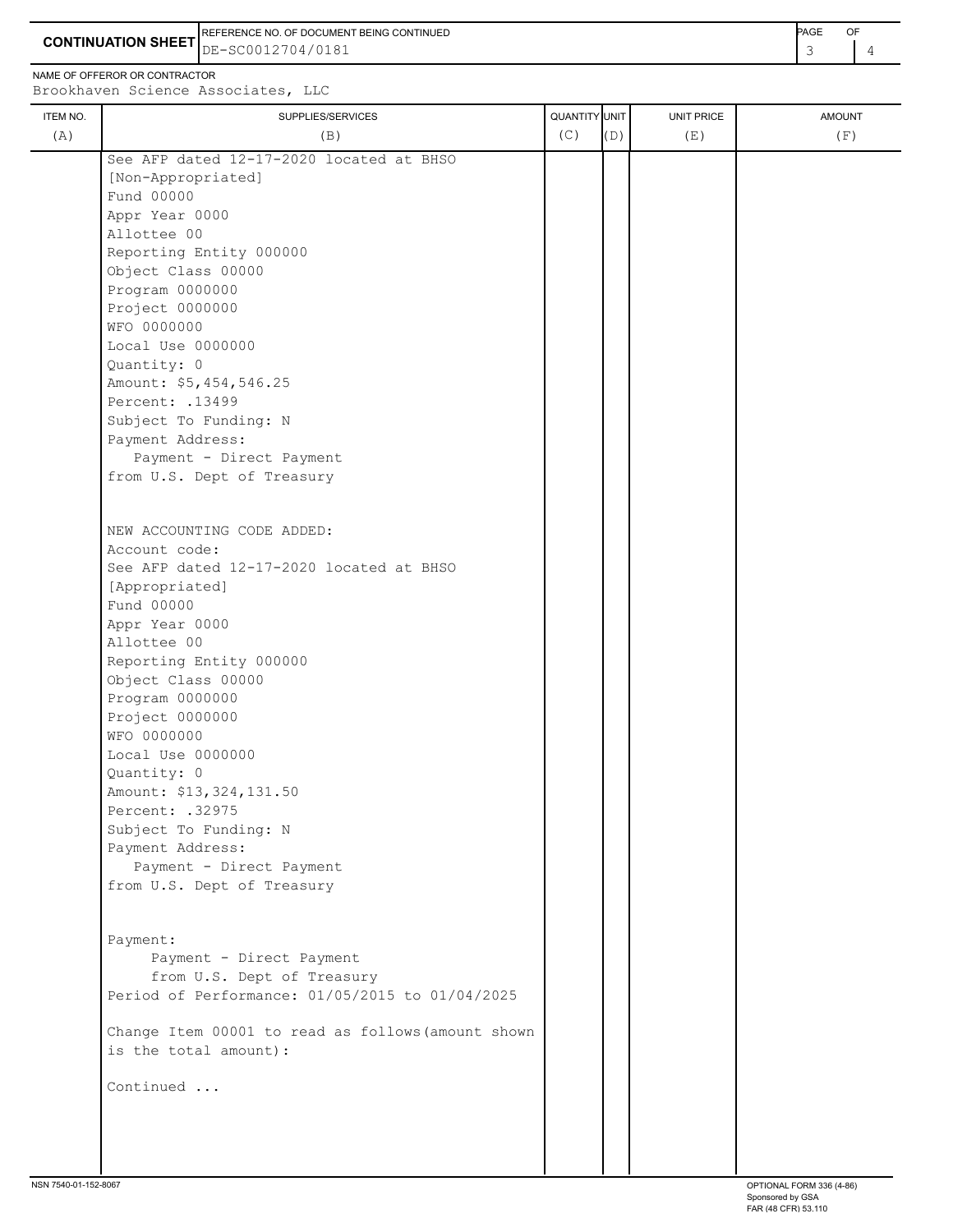**CONTINUATION SHEET**

REFERENCE NO. OF DOCUMENT BEING CONTINUED: DE-SC0012704/0181

NAME OF OFFEROR OR CONTRACTOR: Brookhaven Science Associates, LLC

| ITEM NO. (A) | SUPPLIES/SERVICES (B) | QUANTITY (C) | UNIT (D) | UNIT PRICE (E) | AMOUNT (F) |
|---|---|---|---|---|---|
| | See AFP dated 12-17-2020 located at BHSO<br>[Non-Appropriated]<br>Fund 00000<br>Appr Year 0000<br>Allottee 00<br>Reporting Entity 000000<br>Object Class 00000<br>Program 0000000<br>Project 0000000<br>WFO 0000000<br>Local Use 0000000<br>Quantity: 0<br>Amount: $5,454,546.25<br>Percent: .13499<br>Subject To Funding: N<br>Payment Address:<br>Payment - Direct Payment<br>from U.S. Dept of Treasury<br><br>NEW ACCOUNTING CODE ADDED:<br>Account code:<br>See AFP dated 12-17-2020 located at BHSO<br>[Appropriated]<br>Fund 00000<br>Appr Year 0000<br>Allottee 00<br>Reporting Entity 000000<br>Object Class 00000<br>Program 0000000<br>Project 0000000<br>WFO 0000000<br>Local Use 0000000<br>Quantity: 0<br>Amount: $13,324,131.50<br>Percent: .32975<br>Subject To Funding: N<br>Payment Address:<br>Payment - Direct Payment<br>from U.S. Dept of Treasury<br><br>Payment:<br>Payment - Direct Payment<br>from U.S. Dept of Treasury<br>Period of Performance: 01/05/2015 to 01/04/2025<br><br>Change Item 00001 to read as follows(amount shown is the total amount):<br><br>Continued ... | | | | |

NSN 7540-01-152-8067

OPTIONAL FORM 336 (4-86)
Sponsored by GSA
FAR (48 CFR) 53.110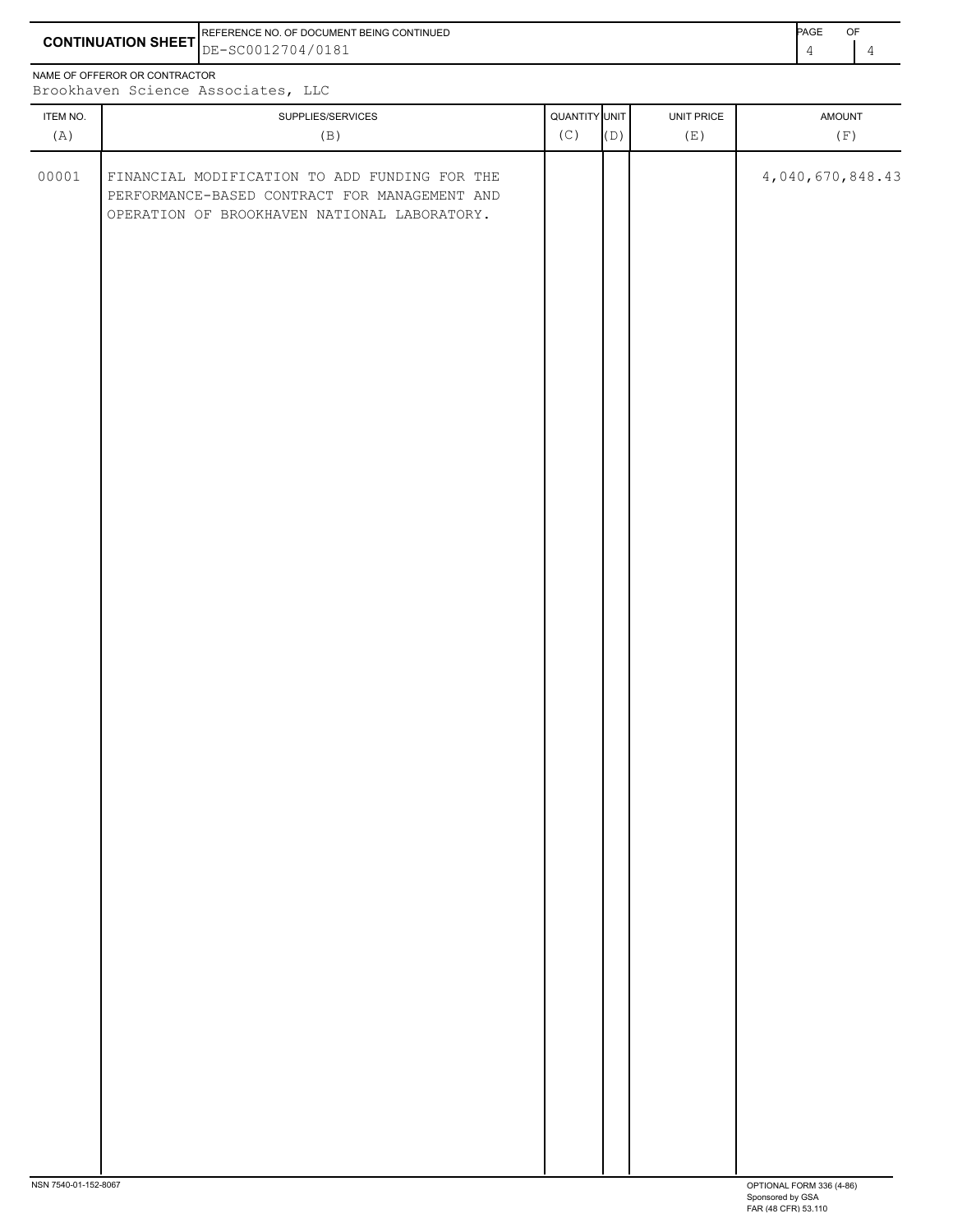**CONTINUATION SHEET**

REFERENCE NO. OF DOCUMENT BEING CONTINUED
DE-SC0012704/0181

NAME OF OFFEROR OR CONTRACTOR
Brookhaven Science Associates, LLC

| ITEM NO. (A) | SUPPLIES/SERVICES (B) | QUANTITY (C) | UNIT (D) | UNIT PRICE (E) | AMOUNT (F) |
|---|---|---|---|---|---|
| 00001 | FINANCIAL MODIFICATION TO ADD FUNDING FOR THE PERFORMANCE-BASED CONTRACT FOR MANAGEMENT AND OPERATION OF BROOKHAVEN NATIONAL LABORATORY. | | | | 4,040,670,848.43 |

NSN 7540-01-152-8067

OPTIONAL FORM 336 (4-86)
Sponsored by GSA
FAR (48 CFR) 53.110